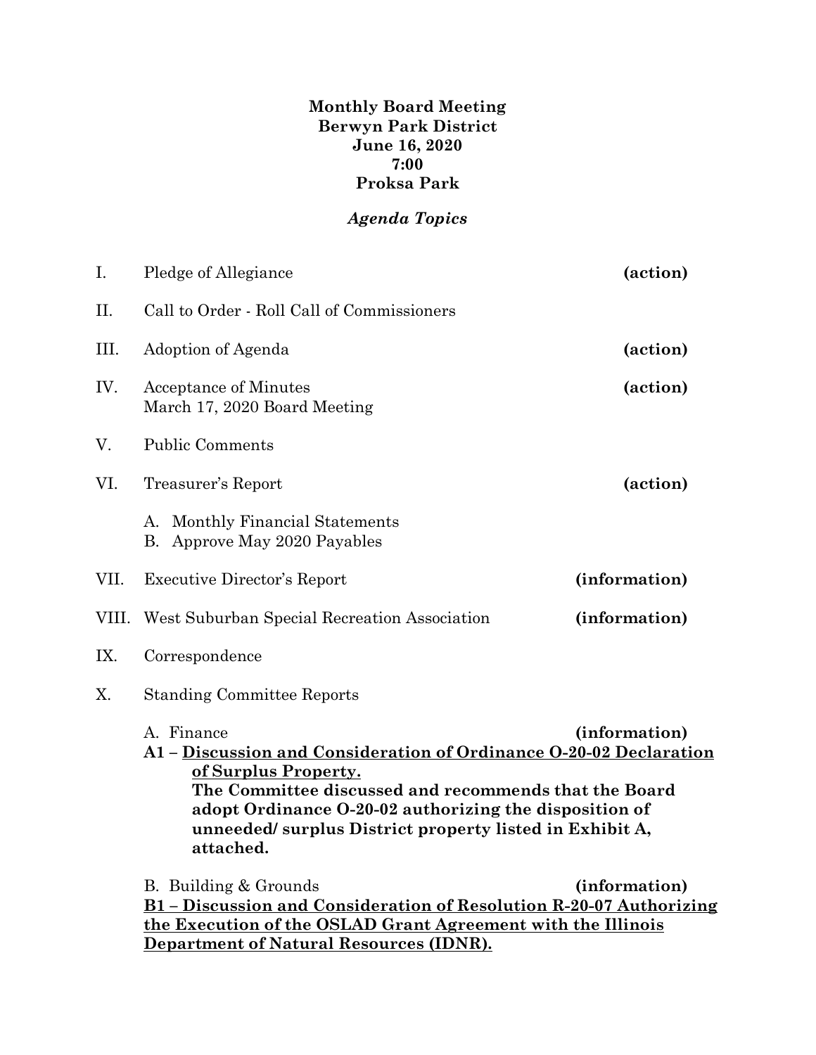**Monthly Board Meeting**
**Berwyn Park District**
**June 16, 2020**
**7:00**
**Proksa Park**

***Agenda Topics***

I. Pledge of Allegiance **(action)**

II. Call to Order - Roll Call of Commissioners

III. Adoption of Agenda **(action)**

IV. Acceptance of Minutes **(action)**
March 17, 2020 Board Meeting

V. Public Comments

VI. Treasurer's Report **(action)**

A. Monthly Financial Statements
B. Approve May 2020 Payables

VII. Executive Director's Report **(information)**

VIII. West Suburban Special Recreation Association **(information)**

IX. Correspondence

X. Standing Committee Reports

A. Finance **(information)**

**A1 – <u>Discussion and Consideration of Ordinance O-20-02 Declaration of Surplus Property.</u>**
**The Committee discussed and recommends that the Board adopt Ordinance O-20-02 authorizing the disposition of unneeded/ surplus District property listed in Exhibit A, attached.**

B. Building & Grounds **(information)**

**<u>B1 – Discussion and Consideration of Resolution R-20-07 Authorizing the Execution of the OSLAD Grant Agreement with the Illinois Department of Natural Resources (IDNR).</u>**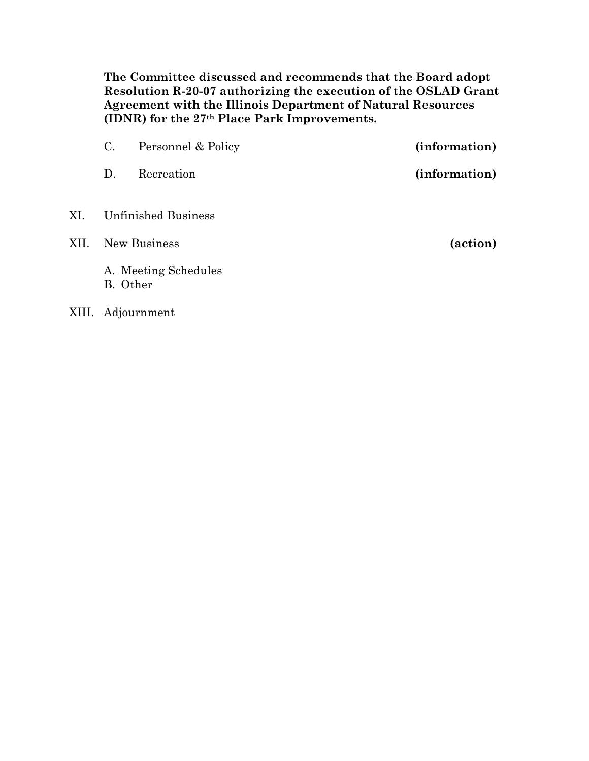**The Committee discussed and recommends that the Board adopt Resolution R-20-07 authorizing the execution of the OSLAD Grant Agreement with the Illinois Department of Natural Resources (IDNR) for the 27th Place Park Improvements.**

C. Personnel & Policy **(information)**

D. Recreation **(information)**

XI. Unfinished Business

XII. New Business **(action)**

A. Meeting Schedules
B. Other

XIII. Adjournment